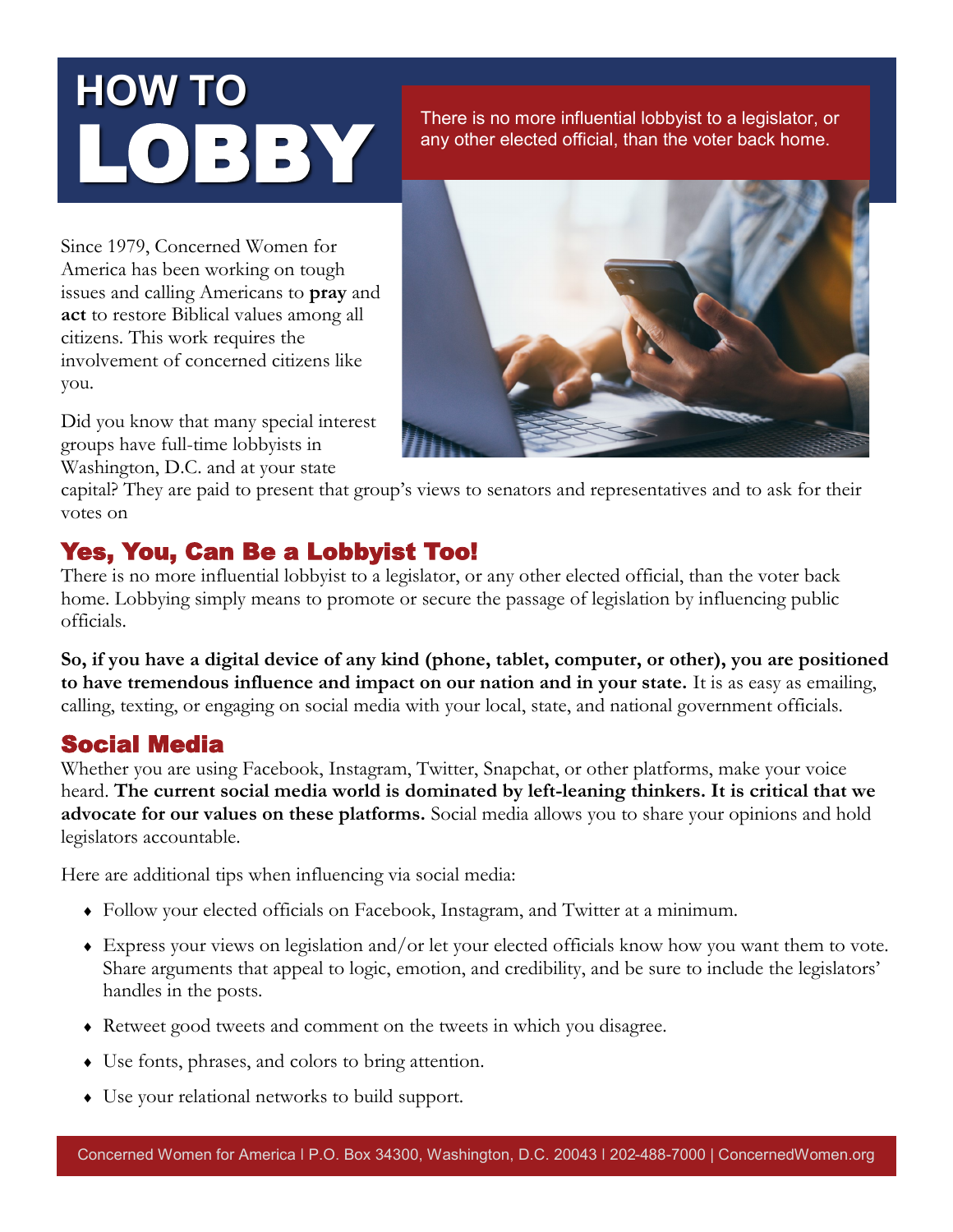# HOW TO LOBBY

There is no more influential lobbyist to a legislator, or any other elected official, than the voter back home.

Since 1979, Concerned Women for America has been working on tough issues and calling Americans to **pray** and **act** to restore Biblical values among all citizens. This work requires the involvement of concerned citizens like you.

Did you know that many special interest groups have full-time lobbyists in Washington, D.C. and at your state capital? They are paid to present that group's views to senators and representatives and to ask for their votes on

## Yes, You, Can Be a Lobbyist Too!

There is no more influential lobbyist to a legislator, or any other elected official, than the voter back home. Lobbying simply means to promote or secure the passage of legislation by influencing public officials.

**So, if you have a digital device of any kind (phone, tablet, computer, or other), you are positioned to have tremendous influence and impact on our nation and in your state.** It is as easy as emailing, calling, texting, or engaging on social media with your local, state, and national government officials.

## Social Media

Whether you are using Facebook, Instagram, Twitter, Snapchat, or other platforms, make your voice heard. **The current social media world is dominated by left-leaning thinkers. It is critical that we advocate for our values on these platforms.** Social media allows you to share your opinions and hold legislators accountable.

Here are additional tips when influencing via social media:

- Follow your elected officials on Facebook, Instagram, and Twitter at a minimum.
- Express your views on legislation and/or let your elected officials know how you want them to vote. Share arguments that appeal to logic, emotion, and credibility, and be sure to include the legislators' handles in the posts.
- Retweet good tweets and comment on the tweets in which you disagree.
- Use fonts, phrases, and colors to bring attention.
- Use your relational networks to build support.

Concerned Women for America | P.O. Box 34300, Washington, D.C. 20043 | 202-488-7000 | ConcernedWomen.org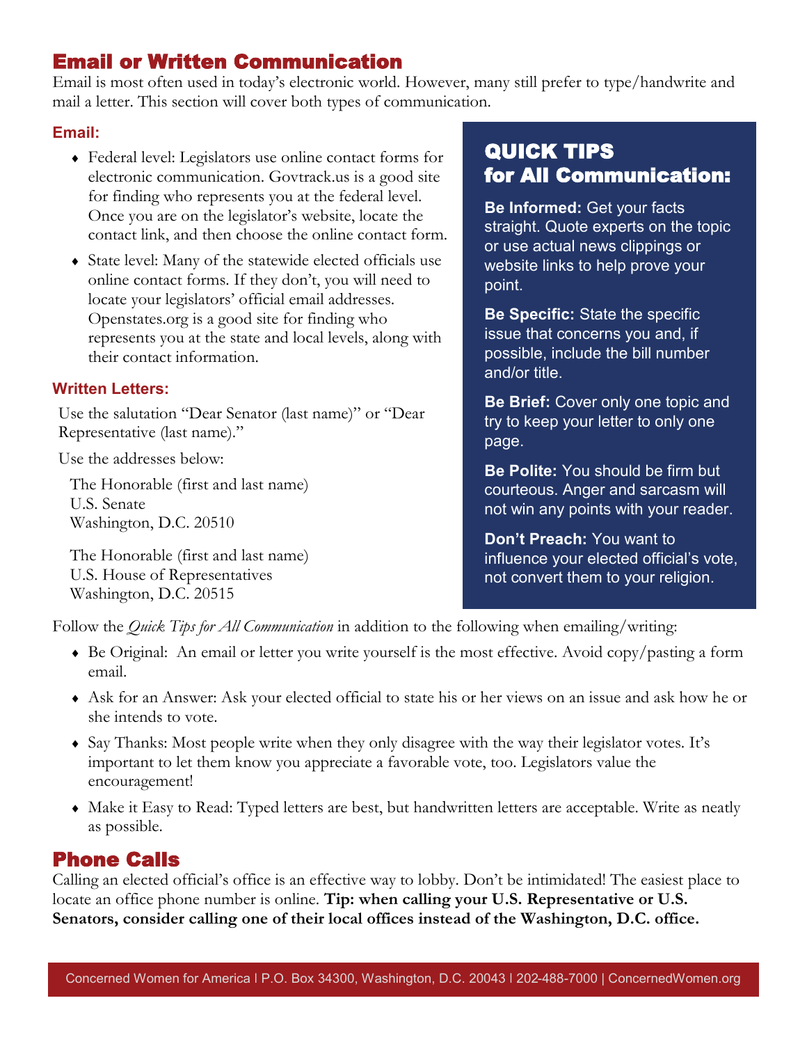## Email or Written Communication

Email is most often used in today's electronic world. However, many still prefer to type/handwrite and mail a letter. This section will cover both types of communication.

### Email:

- Federal level: Legislators use online contact forms for electronic communication. Govtrack.us is a good site for finding who represents you at the federal level. Once you are on the legislator's website, locate the contact link, and then choose the online contact form.
- State level: Many of the statewide elected officials use online contact forms. If they don't, you will need to locate your legislators' official email addresses. Openstates.org is a good site for finding who represents you at the state and local levels, along with their contact information.

### Written Letters:

Use the salutation "Dear Senator (last name)" or "Dear Representative (last name)."

Use the addresses below:

The Honorable (first and last name)
U.S. Senate
Washington, D.C. 20510

The Honorable (first and last name)
U.S. House of Representatives
Washington, D.C. 20515

### QUICK TIPS for All Communication:

**Be Informed:** Get your facts straight. Quote experts on the topic or use actual news clippings or website links to help prove your point.

**Be Specific:** State the specific issue that concerns you and, if possible, include the bill number and/or title.

**Be Brief:** Cover only one topic and try to keep your letter to only one page.

**Be Polite:** You should be firm but courteous. Anger and sarcasm will not win any points with your reader.

**Don't Preach:** You want to influence your elected official's vote, not convert them to your religion.

Follow the *Quick Tips for All Communication* in addition to the following when emailing/writing:

- Be Original: An email or letter you write yourself is the most effective. Avoid copy/pasting a form email.
- Ask for an Answer: Ask your elected official to state his or her views on an issue and ask how he or she intends to vote.
- Say Thanks: Most people write when they only disagree with the way their legislator votes. It's important to let them know you appreciate a favorable vote, too. Legislators value the encouragement!
- Make it Easy to Read: Typed letters are best, but handwritten letters are acceptable. Write as neatly as possible.

## Phone Calls

Calling an elected official's office is an effective way to lobby. Don't be intimidated! The easiest place to locate an office phone number is online. **Tip: when calling your U.S. Representative or U.S. Senators, consider calling one of their local offices instead of the Washington, D.C. office.**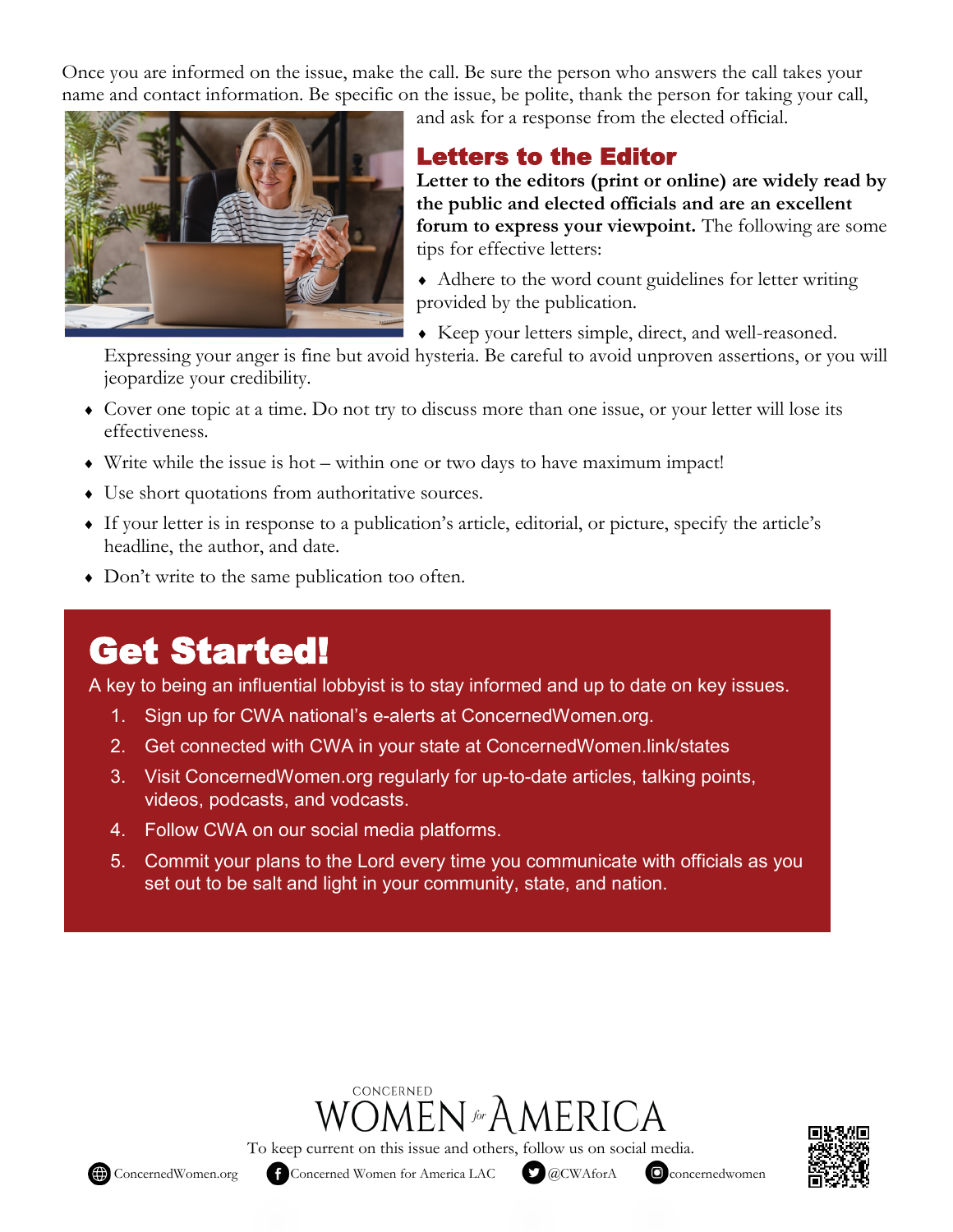Once you are informed on the issue, make the call. Be sure the person who answers the call takes your name and contact information. Be specific on the issue, be polite, thank the person for taking your call, and ask for a response from the elected official.

## Letters to the Editor

**Letter to the editors (print or online) are widely read by the public and elected officials and are an excellent forum to express your viewpoint.** The following are some tips for effective letters:

- Adhere to the word count guidelines for letter writing provided by the publication.
- Keep your letters simple, direct, and well-reasoned. Expressing your anger is fine but avoid hysteria. Be careful to avoid unproven assertions, or you will jeopardize your credibility.
- Cover one topic at a time. Do not try to discuss more than one issue, or your letter will lose its effectiveness.
- Write while the issue is hot – within one or two days to have maximum impact!
- Use short quotations from authoritative sources.
- If your letter is in response to a publication's article, editorial, or picture, specify the article's headline, the author, and date.
- Don't write to the same publication too often.

## Get Started!

A key to being an influential lobbyist is to stay informed and up to date on key issues.

1. Sign up for CWA national's e-alerts at ConcernedWomen.org.
2. Get connected with CWA in your state at ConcernedWomen.link/states
3. Visit ConcernedWomen.org regularly for up-to-date articles, talking points, videos, podcasts, and vodcasts.
4. Follow CWA on our social media platforms.
5. Commit your plans to the Lord every time you communicate with officials as you set out to be salt and light in your community, state, and nation.

CONCERNED WOMEN for AMERICA

To keep current on this issue and others, follow us on social media.

ConcernedWomen.org | Concerned Women for America LAC | @CWAforA | concernedwomen